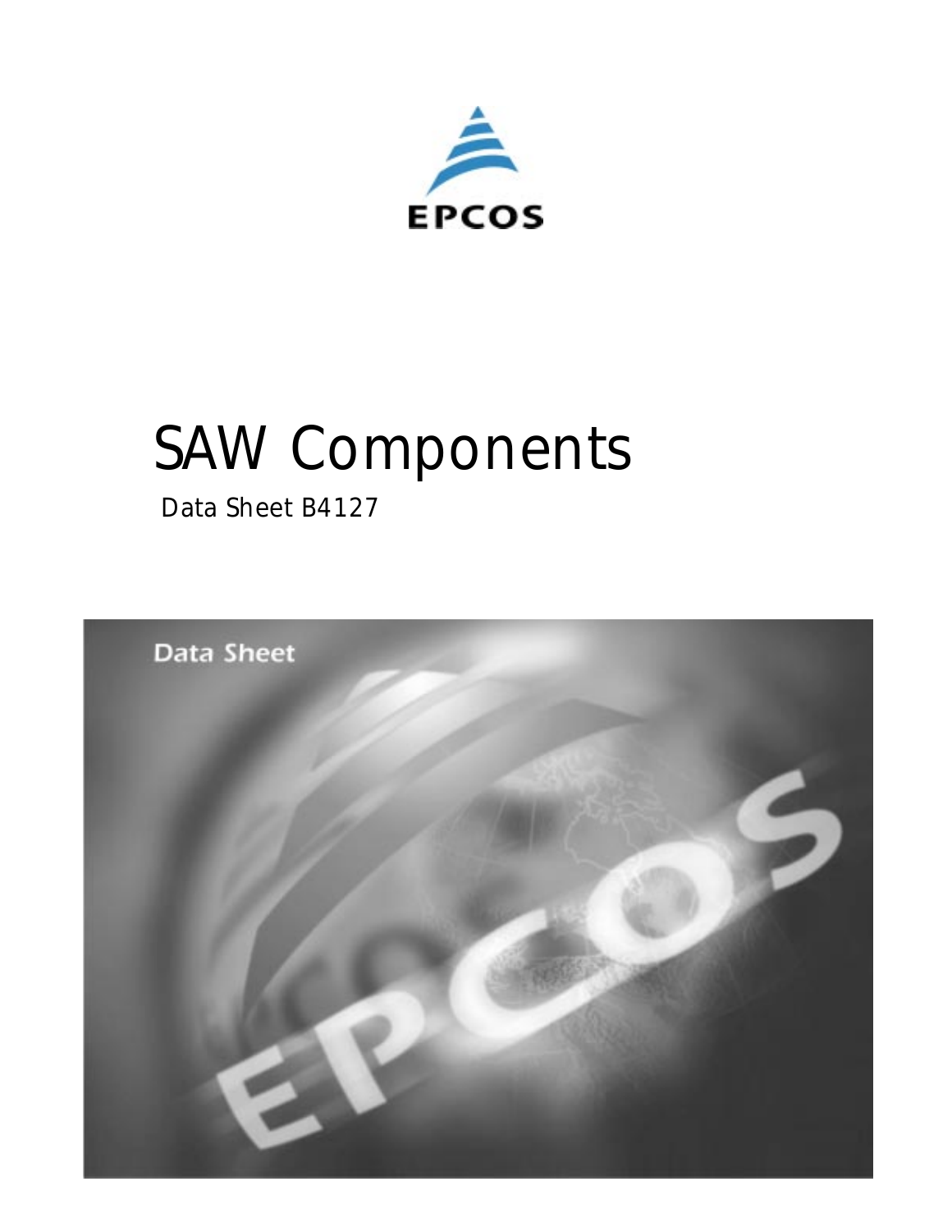EPCOS

# SAW Components

Data Sheet B4127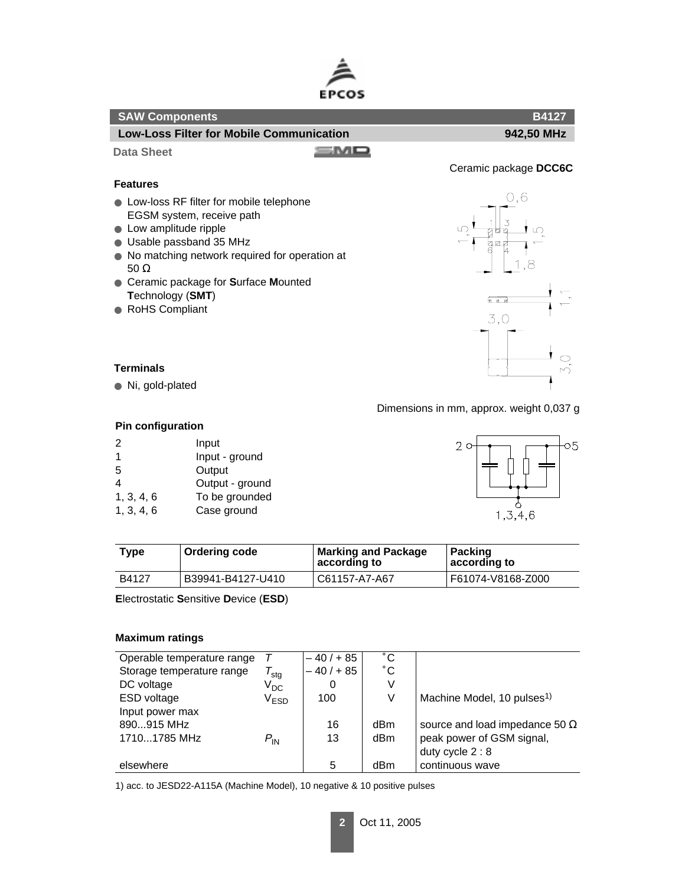# SAW Components — B4127

## Low-Loss Filter for Mobile Communication — 942,50 MHz

**Data Sheet**

Ceramic package **DCC6C**

### Features

- Low-loss RF filter for mobile telephone EGSM system, receive path
- Low amplitude ripple
- Usable passband 35 MHz
- No matching network required for operation at 50 Ω
- Ceramic package for **S**urface **M**ounted **T**echnology (**SMT**)
- RoHS Compliant

0,6
1,5
1,5
1,8
1,1
3,0
3,0

### Terminals

- Ni, gold-plated

Dimensions in mm, approx. weight 0,037 g

### Pin configuration

| | |
|---|---|
| 2 | Input |
| 1 | Input - ground |
| 5 | Output |
| 4 | Output - ground |
| 1, 3, 4, 6 | To be grounded |
| 1, 3, 4, 6 | Case ground |

2
5
1,3,4,6

| Type | Ordering code | Marking and Package according to | Packing according to |
|---|---|---|---|
| B4127 | B39941-B4127-U410 | C61157-A7-A67 | F61074-V8168-Z000 |

**E**lectrostatic **S**ensitive **D**evice (**ESD**)

### Maximum ratings

| | | | | |
|---|---|---|---|---|
| Operable temperature range | $T$ | – 40 / + 85 | °C | |
| Storage temperature range | $T_{stg}$ | – 40 / + 85 | °C | |
| DC voltage | $V_{DC}$ | 0 | V | |
| ESD voltage | $V_{ESD}$ | 100 | V | Machine Model, 10 pulses[1)] |
| Input power max | | | | |
| 890...915 MHz | | 16 | dBm | source and load impedance 50 Ω |
| 1710...1785 MHz | $P_{IN}$ | 13 | dBm | peak power of GSM signal, duty cycle 2 : 8 |
| elsewhere | | 5 | dBm | continuous wave |

1) acc. to JESD22-A115A (Machine Model), 10 negative & 10 positive pulses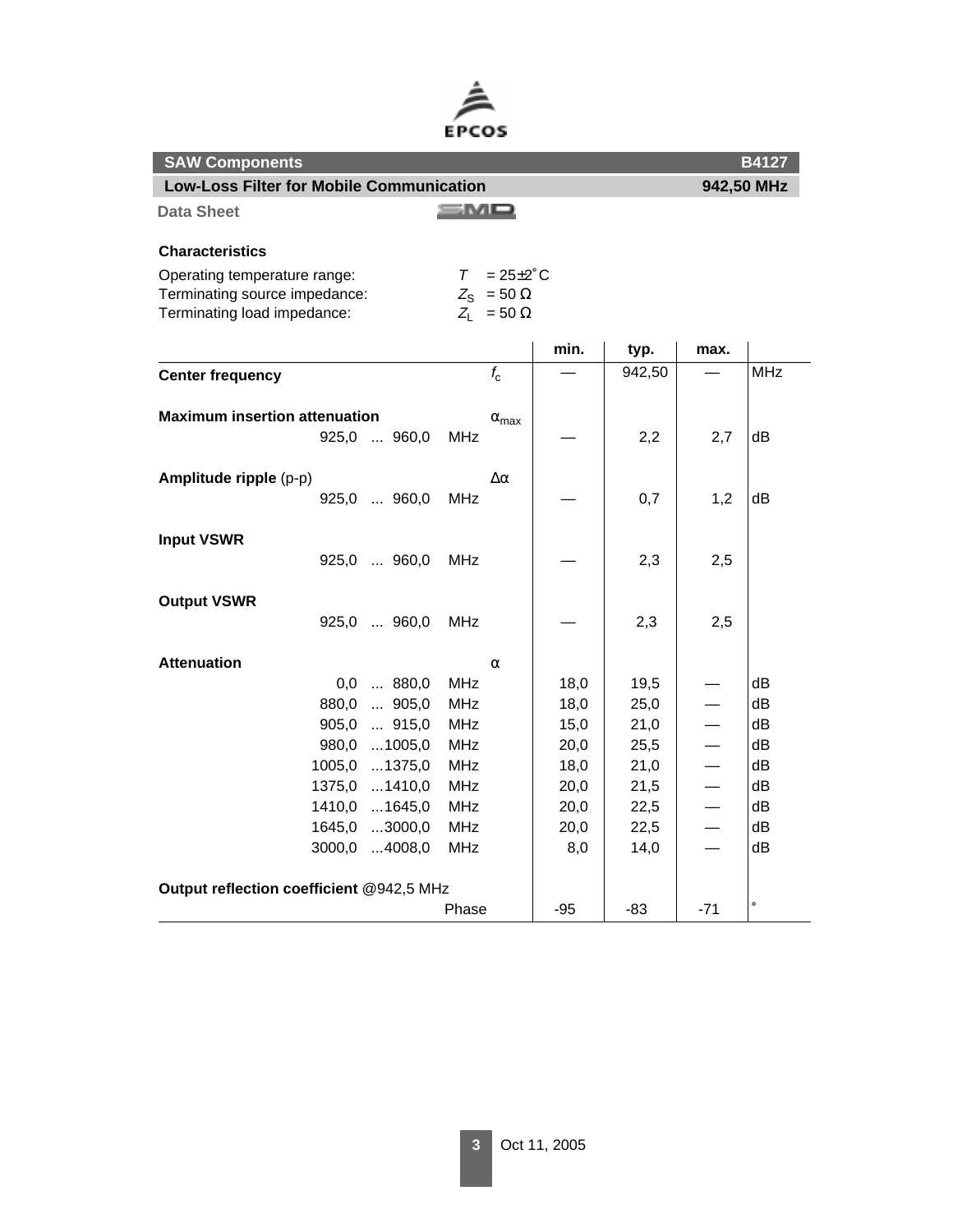**SAW Components** **B4127**

**Low-Loss Filter for Mobile Communication** **942,50 MHz**

**Data Sheet**

**Characteristics**

Operating temperature range: $T$ = 25±2˚C
Terminating source impedance: $Z_S$ = 50 Ω
Terminating load impedance: $Z_L$ = 50 Ω

| | | | min. | typ. | max. | |
|---|---|---|---|---|---|---|
| **Center frequency** | | $f_c$ | — | 942,50 | — | MHz |
| **Maximum insertion attenuation** | | $\alpha_{max}$ | | | | |
| | 925,0 ... 960,0 MHz | | — | 2,2 | 2,7 | dB |
| **Amplitude ripple** (p-p) | | $\Delta\alpha$ | | | | |
| | 925,0 ... 960,0 MHz | | — | 0,7 | 1,2 | dB |
| **Input VSWR** | | | | | | |
| | 925,0 ... 960,0 MHz | | — | 2,3 | 2,5 | |
| **Output VSWR** | | | | | | |
| | 925,0 ... 960,0 MHz | | — | 2,3 | 2,5 | |
| **Attenuation** | | $\alpha$ | | | | |
| | 0,0 ... 880,0 MHz | | 18,0 | 19,5 | — | dB |
| | 880,0 ... 905,0 MHz | | 18,0 | 25,0 | — | dB |
| | 905,0 ... 915,0 MHz | | 15,0 | 21,0 | — | dB |
| | 980,0 ...1005,0 MHz | | 20,0 | 25,5 | — | dB |
| | 1005,0 ...1375,0 MHz | | 18,0 | 21,0 | — | dB |
| | 1375,0 ...1410,0 MHz | | 20,0 | 21,5 | — | dB |
| | 1410,0 ...1645,0 MHz | | 20,0 | 22,5 | — | dB |
| | 1645,0 ...3000,0 MHz | | 20,0 | 22,5 | — | dB |
| | 3000,0 ...4008,0 MHz | | 8,0 | 14,0 | — | dB |
| **Output reflection coefficient** @942,5 MHz | | | | | | |
| | Phase | | -95 | -83 | -71 | ° |

Oct 11, 2005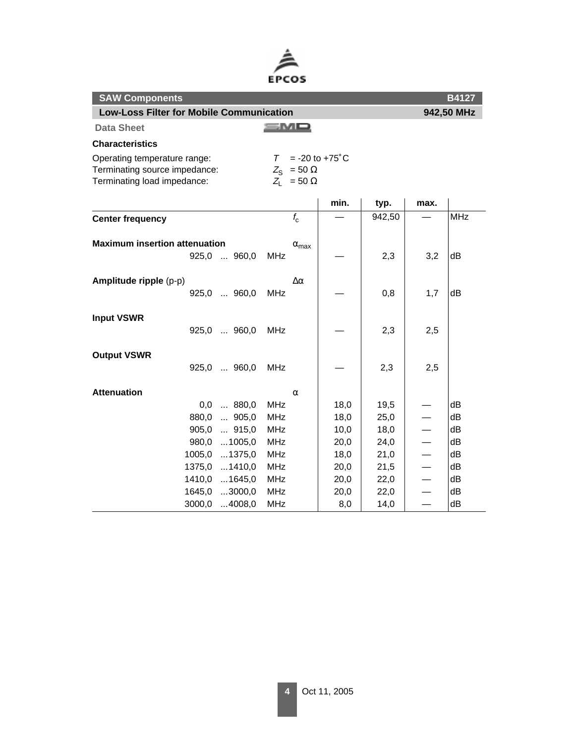**SAW Components** **B4127**

**Low-Loss Filter for Mobile Communication** **942,50 MHz**

**Data Sheet**

### Characteristics

Operating temperature range: $T$ = -20 to +75°C
Terminating source impedance: $Z_S$ = 50 Ω
Terminating load impedance: $Z_L$ = 50 Ω

| | | | min. | typ. | max. | |
|---|---|---|---|---|---|---|
| **Center frequency** | | $f_c$ | — | 942,50 | — | MHz |
| **Maximum insertion attenuation** | | $\alpha_{max}$ | | | | |
| | 925,0 ... 960,0 MHz | | — | 2,3 | 3,2 | dB |
| **Amplitude ripple** (p-p) | | Δα | | | | |
| | 925,0 ... 960,0 MHz | | — | 0,8 | 1,7 | dB |
| **Input VSWR** | | | | | | |
| | 925,0 ... 960,0 MHz | | — | 2,3 | 2,5 | |
| **Output VSWR** | | | | | | |
| | 925,0 ... 960,0 MHz | | — | 2,3 | 2,5 | |
| **Attenuation** | | α | | | | |
| | 0,0 ... 880,0 MHz | | 18,0 | 19,5 | — | dB |
| | 880,0 ... 905,0 MHz | | 18,0 | 25,0 | — | dB |
| | 905,0 ... 915,0 MHz | | 10,0 | 18,0 | — | dB |
| | 980,0 ...1005,0 MHz | | 20,0 | 24,0 | — | dB |
| | 1005,0 ...1375,0 MHz | | 18,0 | 21,0 | — | dB |
| | 1375,0 ...1410,0 MHz | | 20,0 | 21,5 | — | dB |
| | 1410,0 ...1645,0 MHz | | 20,0 | 22,0 | — | dB |
| | 1645,0 ...3000,0 MHz | | 20,0 | 22,0 | — | dB |
| | 3000,0 ...4008,0 MHz | | 8,0 | 14,0 | — | dB |

Oct 11, 2005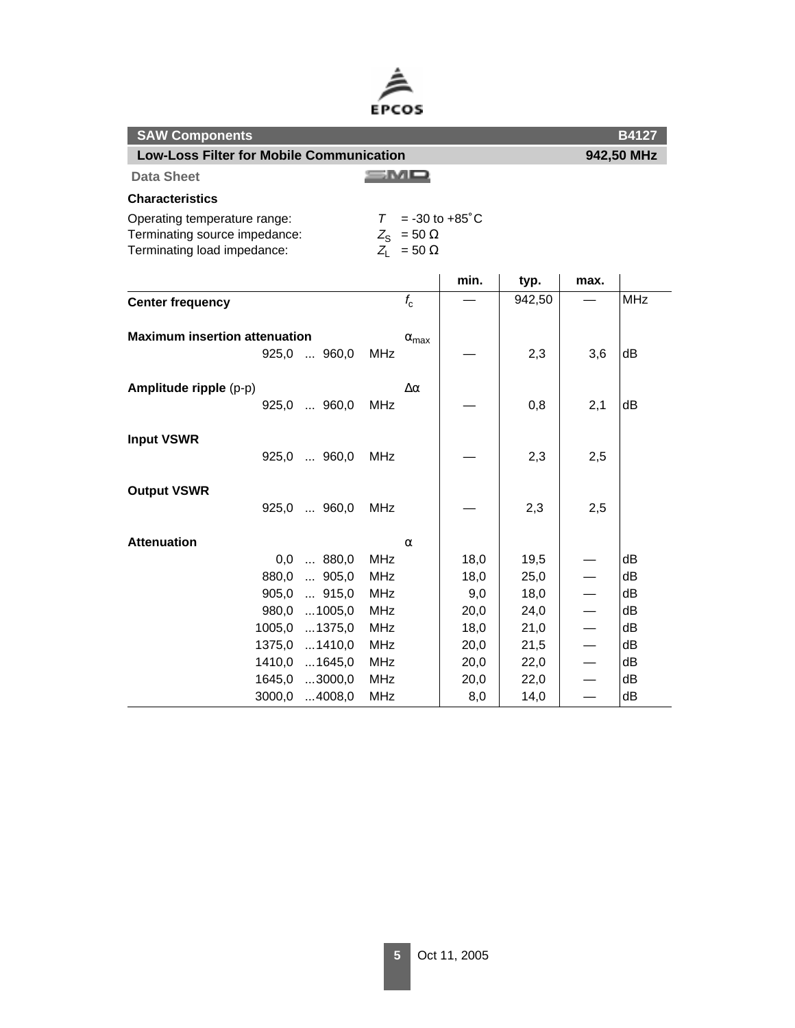EPCOS

**SAW Components** **B4127**

**Low-Loss Filter for Mobile Communication** **942,50 MHz**

**Data Sheet**

SMD

### Characteristics

Operating temperature range: $T$ = -30 to +85˚C
Terminating source impedance: $Z_S$ = 50 Ω
Terminating load impedance: $Z_L$ = 50 Ω

| | | | min. | typ. | max. | |
|---|---|---|---|---|---|---|
| **Center frequency** | | $f_c$ | — | 942,50 | — | MHz |
| **Maximum insertion attenuation** | | $\alpha_{max}$ | | | | |
| | 925,0 ... 960,0 MHz | | — | 2,3 | 3,6 | dB |
| **Amplitude ripple** (p-p) | | Δα | | | | |
| | 925,0 ... 960,0 MHz | | — | 0,8 | 2,1 | dB |
| **Input VSWR** | | | | | | |
| | 925,0 ... 960,0 MHz | | — | 2,3 | 2,5 | |
| **Output VSWR** | | | | | | |
| | 925,0 ... 960,0 MHz | | — | 2,3 | 2,5 | |
| **Attenuation** | | α | | | | |
| | 0,0 ... 880,0 MHz | | 18,0 | 19,5 | — | dB |
| | 880,0 ... 905,0 MHz | | 18,0 | 25,0 | — | dB |
| | 905,0 ... 915,0 MHz | | 9,0 | 18,0 | — | dB |
| | 980,0 ...1005,0 MHz | | 20,0 | 24,0 | — | dB |
| | 1005,0 ...1375,0 MHz | | 18,0 | 21,0 | — | dB |
| | 1375,0 ...1410,0 MHz | | 20,0 | 21,5 | — | dB |
| | 1410,0 ...1645,0 MHz | | 20,0 | 22,0 | — | dB |
| | 1645,0 ...3000,0 MHz | | 20,0 | 22,0 | — | dB |
| | 3000,0 ...4008,0 MHz | | 8,0 | 14,0 | — | dB |

Oct 11, 2005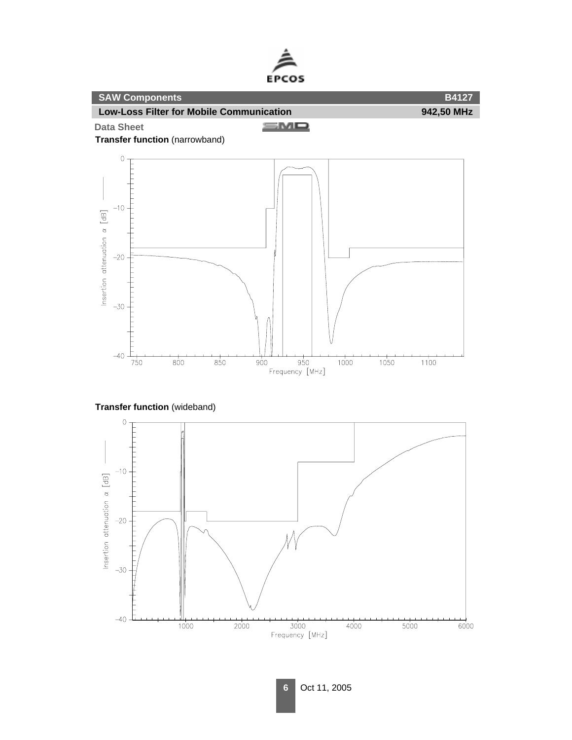Data Sheet

**Transfer function** (narrowband)

**Transfer function** (wideband)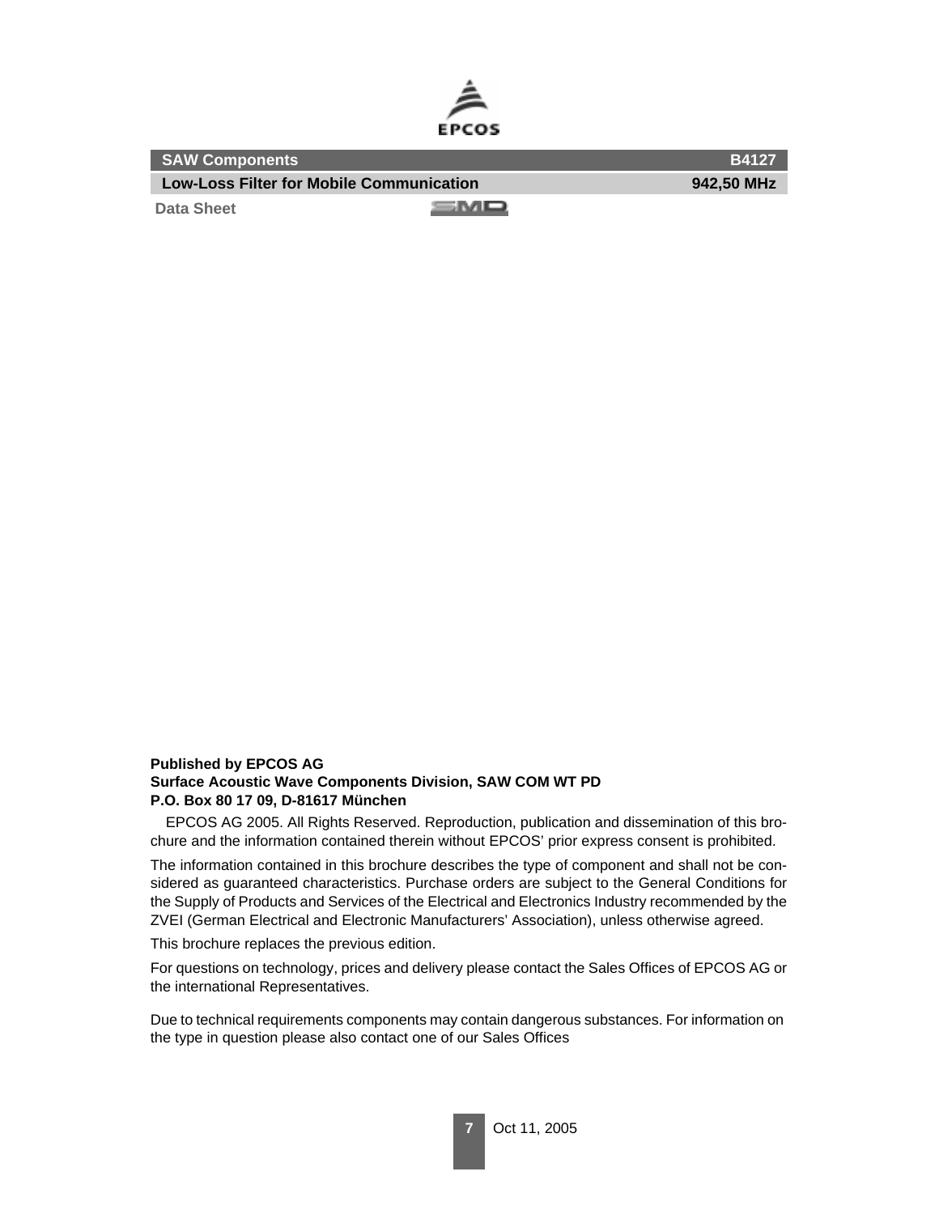**Published by EPCOS AG**
**Surface Acoustic Wave Components Division, SAW COM WT PD**
**P.O. Box 80 17 09, D-81617 München**

EPCOS AG 2005. All Rights Reserved. Reproduction, publication and dissemination of this brochure and the information contained therein without EPCOS' prior express consent is prohibited.

The information contained in this brochure describes the type of component and shall not be considered as guaranteed characteristics. Purchase orders are subject to the General Conditions for the Supply of Products and Services of the Electrical and Electronics Industry recommended by the ZVEI (German Electrical and Electronic Manufacturers' Association), unless otherwise agreed.

This brochure replaces the previous edition.

For questions on technology, prices and delivery please contact the Sales Offices of EPCOS AG or the international Representatives.

Due to technical requirements components may contain dangerous substances. For information on the type in question please also contact one of our Sales Offices